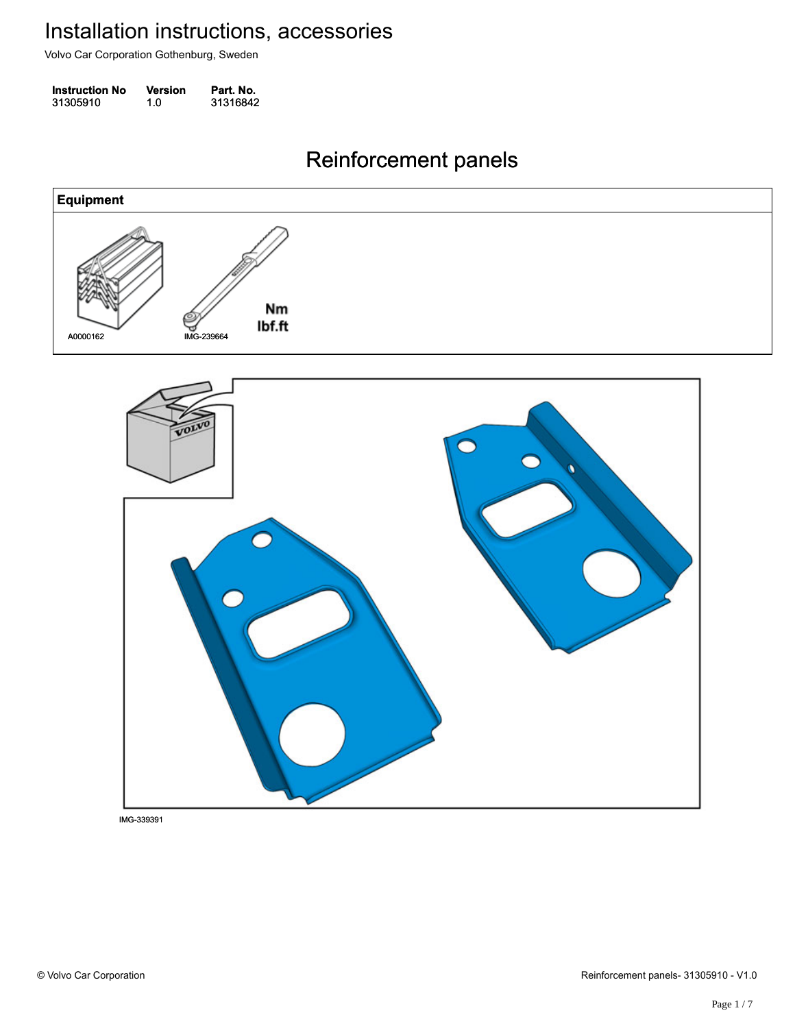# Installation instructions, accessories

Volvo Car Corporation Gothenburg, Sweden

| Instruction No | Version | Part. No. |
| --- | --- | --- |
| 31305910 | 1.0 | 31316842 |

## Reinforcement panels

| Equipment |
| --- |
| A0000162 IMG-239664 Nm lbf.ft |

IMG-339391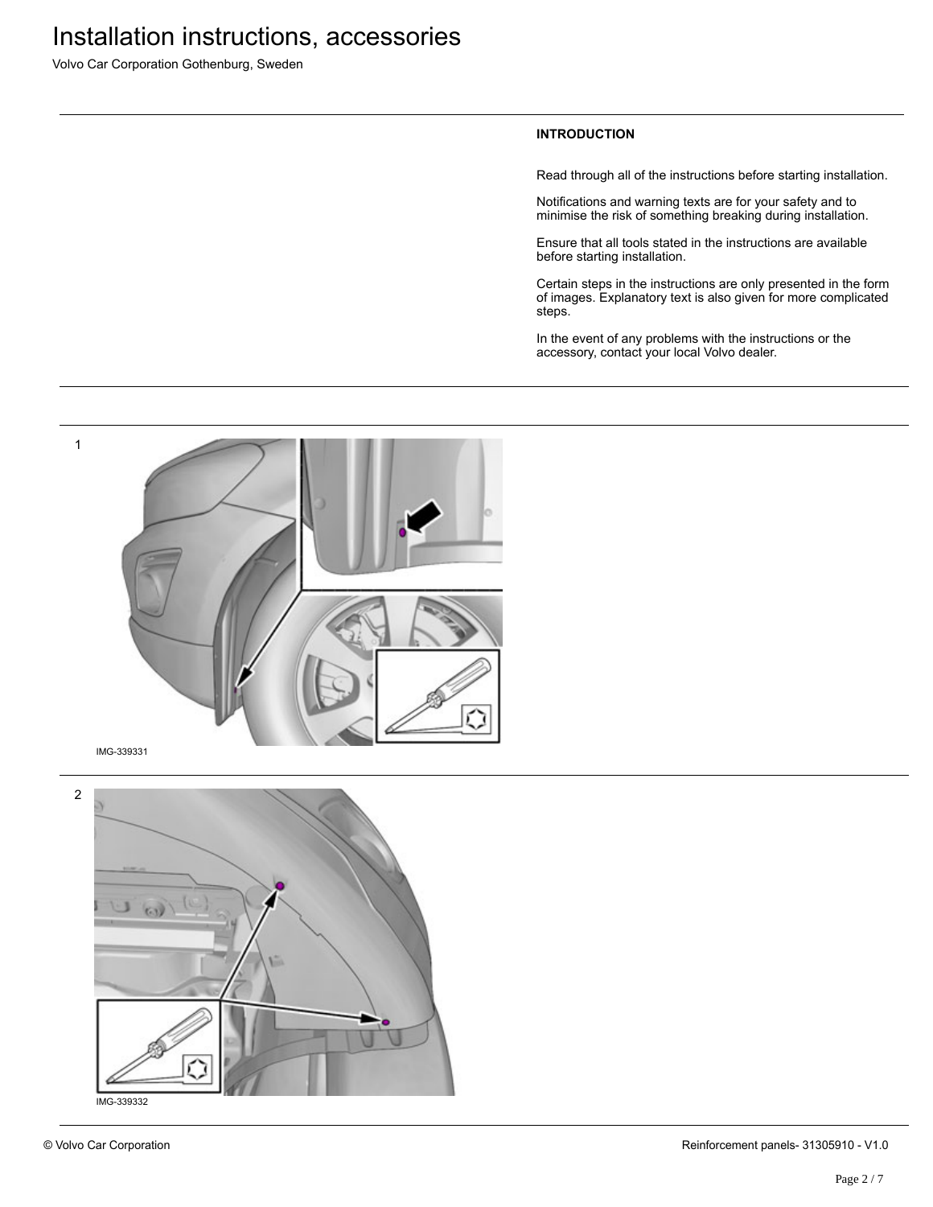## INTRODUCTION

Read through all of the instructions before starting installation.

Notifications and warning texts are for your safety and to minimise the risk of something breaking during installation.

Ensure that all tools stated in the instructions are available before starting installation.

Certain steps in the instructions are only presented in the form of images. Explanatory text is also given for more complicated steps.

In the event of any problems with the instructions or the accessory, contact your local Volvo dealer.

1

IMG-339331

2

IMG-339332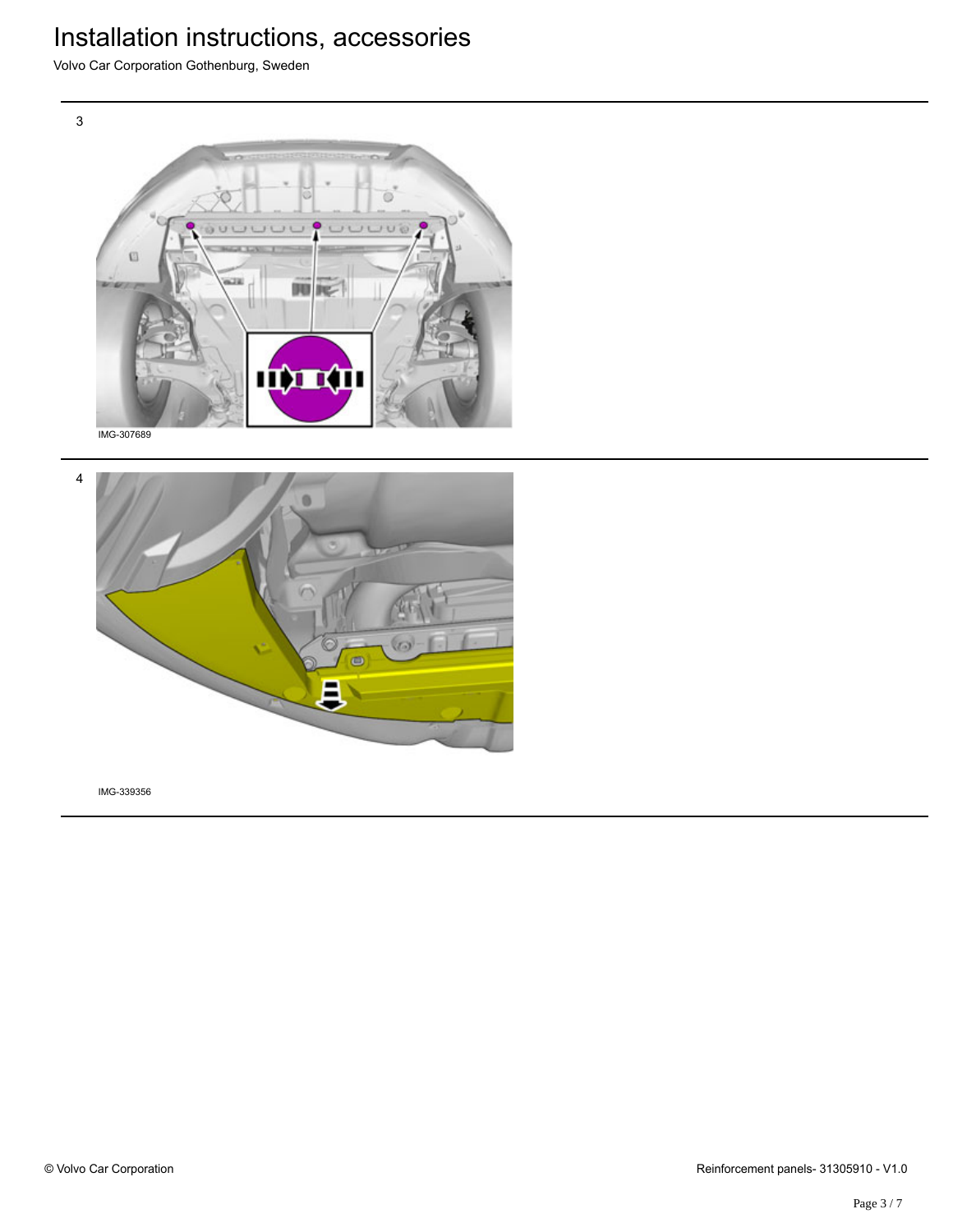3

IMG-307689

4

IMG-339356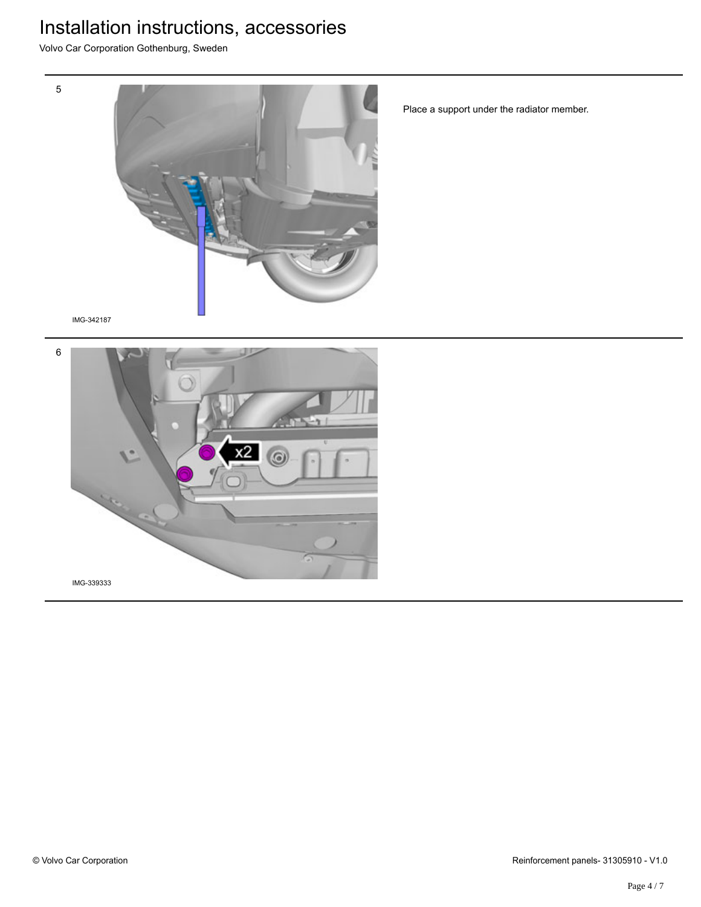# Installation instructions, accessories

Volvo Car Corporation Gothenburg, Sweden

5

IMG-342187

Place a support under the radiator member.

6

x2

IMG-339333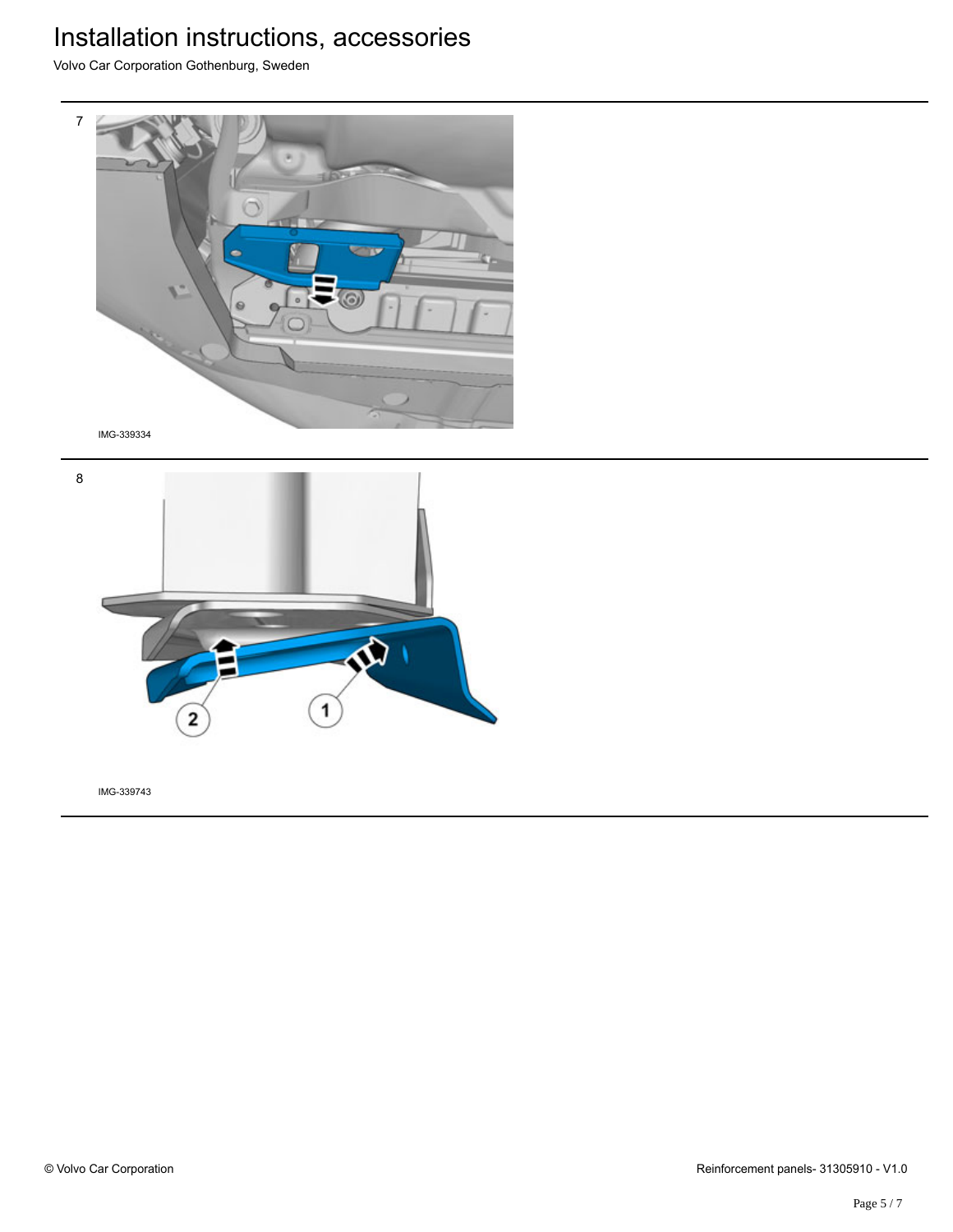7

IMG-339334

8

IMG-339743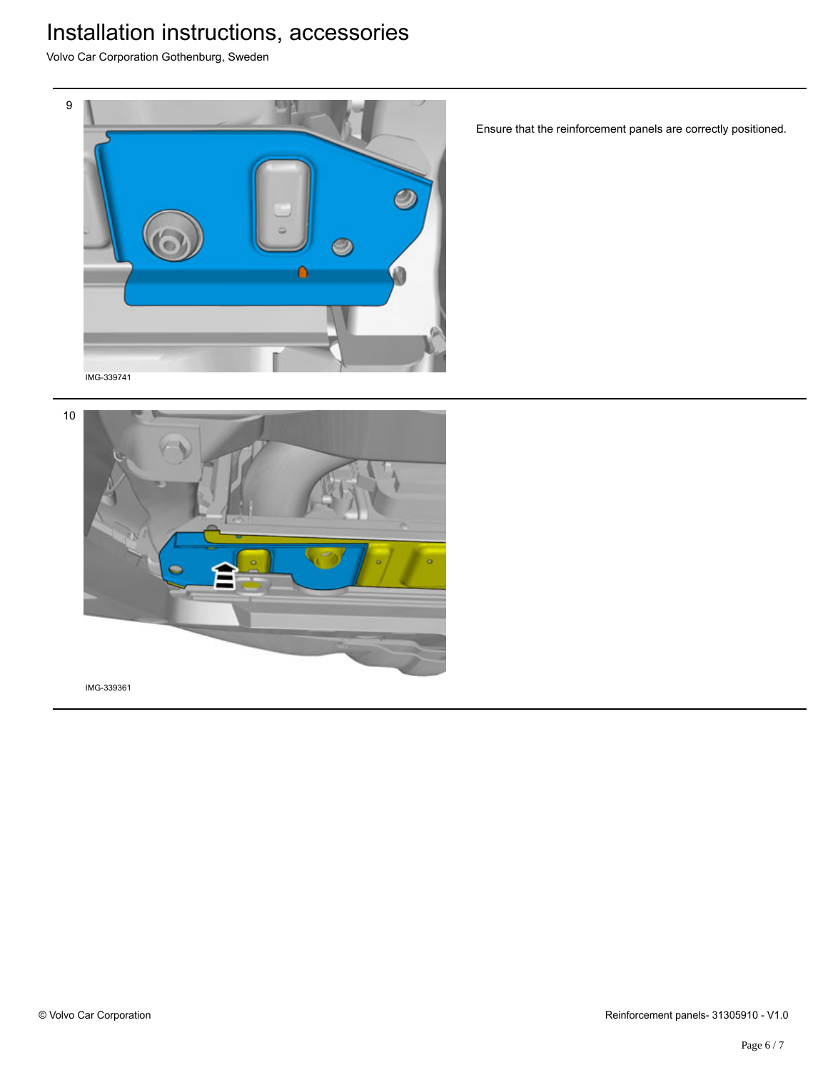9

IMG-339741

Ensure that the reinforcement panels are correctly positioned.

10

IMG-339361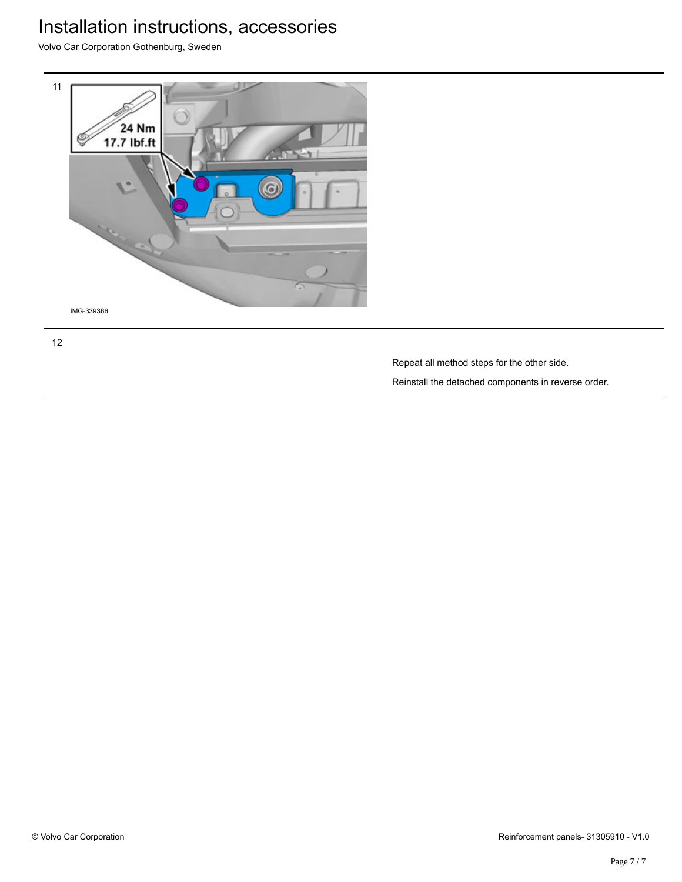11

24 Nm
17.7 lbf.ft

IMG-339366

12

Repeat all method steps for the other side.

Reinstall the detached components in reverse order.